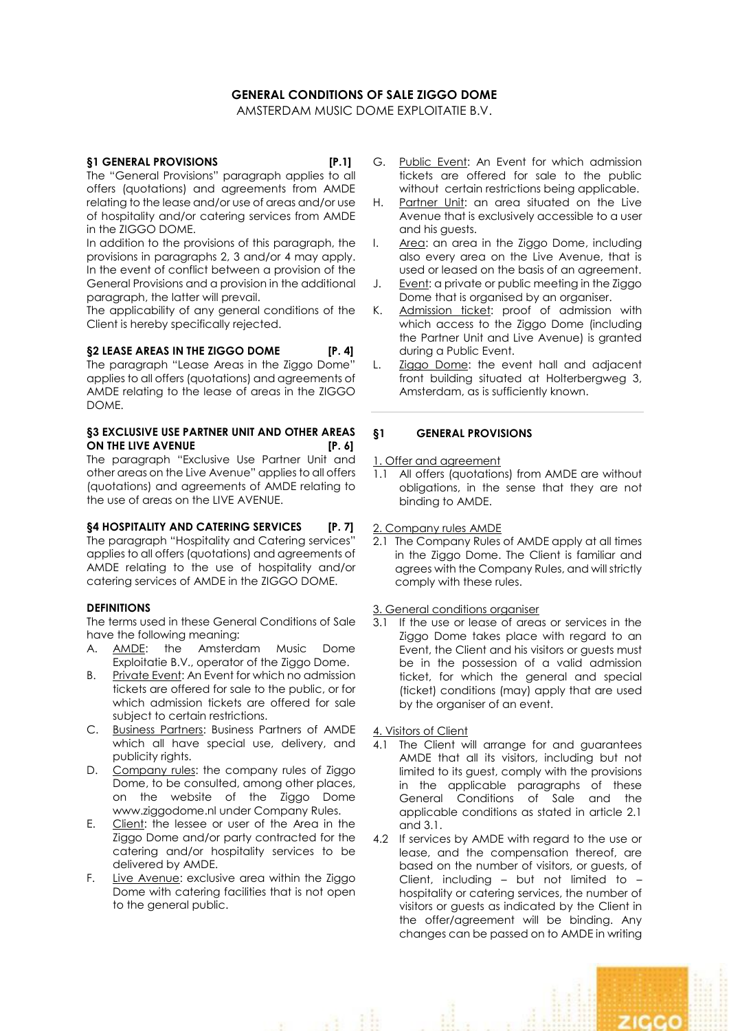# GENERAL CONDITIONS OF SALE ZIGGO DOME

AMSTERDAM MUSIC DOME EXPLOITATIE B.V.

**§1 GENERAL PROVISIONS [P.1]**

The "General Provisions" paragraph applies to all offers (quotations) and agreements from AMDE relating to the lease and/or use of areas and/or use of hospitality and/or catering services from AMDE in the ZIGGO DOME.

In addition to the provisions of this paragraph, the provisions in paragraphs 2, 3 and/or 4 may apply. In the event of conflict between a provision of the General Provisions and a provision in the additional paragraph, the latter will prevail.

The applicability of any general conditions of the Client is hereby specifically rejected.

**§2 LEASE AREAS IN THE ZIGGO DOME [P. 4]**

The paragraph "Lease Areas in the Ziggo Dome" applies to all offers (quotations) and agreements of AMDE relating to the lease of areas in the ZIGGO DOME.

**§3 EXCLUSIVE USE PARTNER UNIT AND OTHER AREAS ON THE LIVE AVENUE [P. 6]**

The paragraph "Exclusive Use Partner Unit and other areas on the Live Avenue" applies to all offers (quotations) and agreements of AMDE relating to the use of areas on the LIVE AVENUE.

**§4 HOSPITALITY AND CATERING SERVICES [P. 7]**

The paragraph "Hospitality and Catering services" applies to all offers (quotations) and agreements of AMDE relating to the use of hospitality and/or catering services of AMDE in the ZIGGO DOME.

**DEFINITIONS**

The terms used in these General Conditions of Sale have the following meaning:

A. AMDE: the Amsterdam Music Dome Exploitatie B.V., operator of the Ziggo Dome.
B. Private Event: An Event for which no admission tickets are offered for sale to the public, or for which admission tickets are offered for sale subject to certain restrictions.
C. Business Partners: Business Partners of AMDE which all have special use, delivery, and publicity rights.
D. Company rules: the company rules of Ziggo Dome, to be consulted, among other places, on the website of the Ziggo Dome www.ziggodome.nl under Company Rules.
E. Client: the lessee or user of the Area in the Ziggo Dome and/or party contracted for the catering and/or hospitality services to be delivered by AMDE.
F. Live Avenue: exclusive area within the Ziggo Dome with catering facilities that is not open to the general public.
G. Public Event: An Event for which admission tickets are offered for sale to the public without certain restrictions being applicable.
H. Partner Unit: an area situated on the Live Avenue that is exclusively accessible to a user and his guests.
I. Area: an area in the Ziggo Dome, including also every area on the Live Avenue, that is used or leased on the basis of an agreement.
J. Event: a private or public meeting in the Ziggo Dome that is organised by an organiser.
K. Admission ticket: proof of admission with which access to the Ziggo Dome (including the Partner Unit and Live Avenue) is granted during a Public Event.
L. Ziggo Dome: the event hall and adjacent front building situated at Holterbergweg 3, Amsterdam, as is sufficiently known.

## §1 GENERAL PROVISIONS

1. Offer and agreement

1.1 All offers (quotations) from AMDE are without obligations, in the sense that they are not binding to AMDE.

2. Company rules AMDE

2.1 The Company Rules of AMDE apply at all times in the Ziggo Dome. The Client is familiar and agrees with the Company Rules, and will strictly comply with these rules.

3. General conditions organiser

3.1 If the use or lease of areas or services in the Ziggo Dome takes place with regard to an Event, the Client and his visitors or guests must be in the possession of a valid admission ticket, for which the general and special (ticket) conditions (may) apply that are used by the organiser of an event.

4. Visitors of Client

4.1 The Client will arrange for and guarantees AMDE that all its visitors, including but not limited to its guest, comply with the provisions in the applicable paragraphs of these General Conditions of Sale and the applicable conditions as stated in article 2.1 and 3.1.

4.2 If services by AMDE with regard to the use or lease, and the compensation thereof, are based on the number of visitors, or guests, of Client, including – but not limited to – hospitality or catering services, the number of visitors or guests as indicated by the Client in the offer/agreement will be binding. Any changes can be passed on to AMDE in writing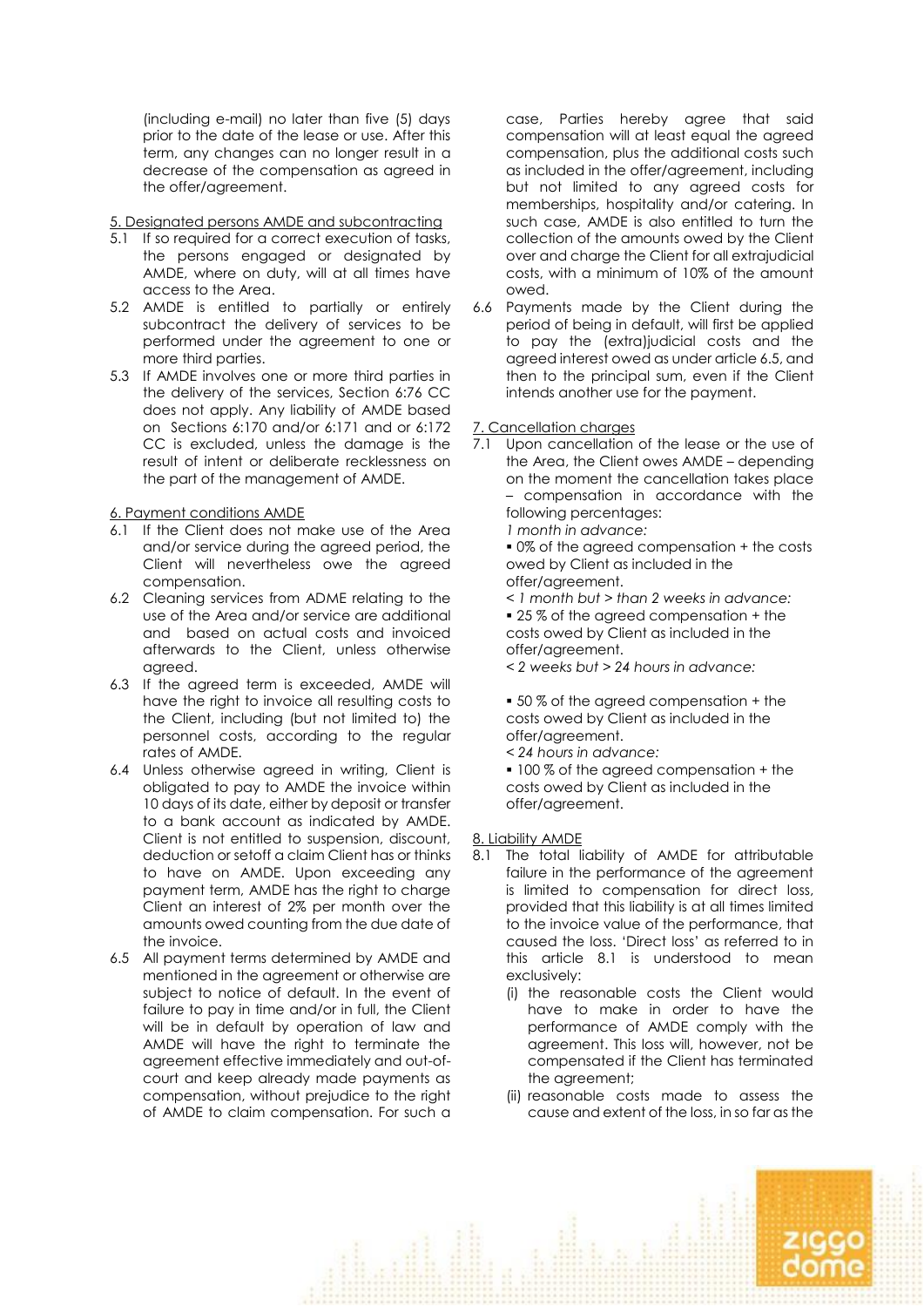(including e-mail) no later than five (5) days prior to the date of the lease or use. After this term, any changes can no longer result in a decrease of the compensation as agreed in the offer/agreement.

5. Designated persons AMDE and subcontracting

5.1 If so required for a correct execution of tasks, the persons engaged or designated by AMDE, where on duty, will at all times have access to the Area.

5.2 AMDE is entitled to partially or entirely subcontract the delivery of services to be performed under the agreement to one or more third parties.

5.3 If AMDE involves one or more third parties in the delivery of the services, Section 6:76 CC does not apply. Any liability of AMDE based on Sections 6:170 and/or 6:171 and or 6:172 CC is excluded, unless the damage is the result of intent or deliberate recklessness on the part of the management of AMDE.

6. Payment conditions AMDE

6.1 If the Client does not make use of the Area and/or service during the agreed period, the Client will nevertheless owe the agreed compensation.

6.2 Cleaning services from ADME relating to the use of the Area and/or service are additional and based on actual costs and invoiced afterwards to the Client, unless otherwise agreed.

6.3 If the agreed term is exceeded, AMDE will have the right to invoice all resulting costs to the Client, including (but not limited to) the personnel costs, according to the regular rates of AMDE.

6.4 Unless otherwise agreed in writing, Client is obligated to pay to AMDE the invoice within 10 days of its date, either by deposit or transfer to a bank account as indicated by AMDE. Client is not entitled to suspension, discount, deduction or setoff a claim Client has or thinks to have on AMDE. Upon exceeding any payment term, AMDE has the right to charge Client an interest of 2% per month over the amounts owed counting from the due date of the invoice.

6.5 All payment terms determined by AMDE and mentioned in the agreement or otherwise are subject to notice of default. In the event of failure to pay in time and/or in full, the Client will be in default by operation of law and AMDE will have the right to terminate the agreement effective immediately and out-of-court and keep already made payments as compensation, without prejudice to the right of AMDE to claim compensation. For such a case, Parties hereby agree that said compensation will at least equal the agreed compensation, plus the additional costs such as included in the offer/agreement, including but not limited to any agreed costs for memberships, hospitality and/or catering. In such case, AMDE is also entitled to turn the collection of the amounts owed by the Client over and charge the Client for all extrajudicial costs, with a minimum of 10% of the amount owed.

6.6 Payments made by the Client during the period of being in default, will first be applied to pay the (extra)judicial costs and the agreed interest owed as under article 6.5, and then to the principal sum, even if the Client intends another use for the payment.

7. Cancellation charges

7.1 Upon cancellation of the lease or the use of the Area, the Client owes AMDE – depending on the moment the cancellation takes place – compensation in accordance with the following percentages:

*1 month in advance:*

▪ 0% of the agreed compensation + the costs owed by Client as included in the offer/agreement.

*< 1 month but > than 2 weeks in advance:*

▪ 25 % of the agreed compensation + the costs owed by Client as included in the offer/agreement.

*< 2 weeks but > 24 hours in advance:*

▪ 50 % of the agreed compensation + the costs owed by Client as included in the offer/agreement.

*< 24 hours in advance:*

▪ 100 % of the agreed compensation + the costs owed by Client as included in the offer/agreement.

8. Liability AMDE

8.1 The total liability of AMDE for attributable failure in the performance of the agreement is limited to compensation for direct loss, provided that this liability is at all times limited to the invoice value of the performance, that caused the loss. 'Direct loss' as referred to in this article 8.1 is understood to mean exclusively:

(i) the reasonable costs the Client would have to make in order to have the performance of AMDE comply with the agreement. This loss will, however, not be compensated if the Client has terminated the agreement;

(ii) reasonable costs made to assess the cause and extent of the loss, in so far as the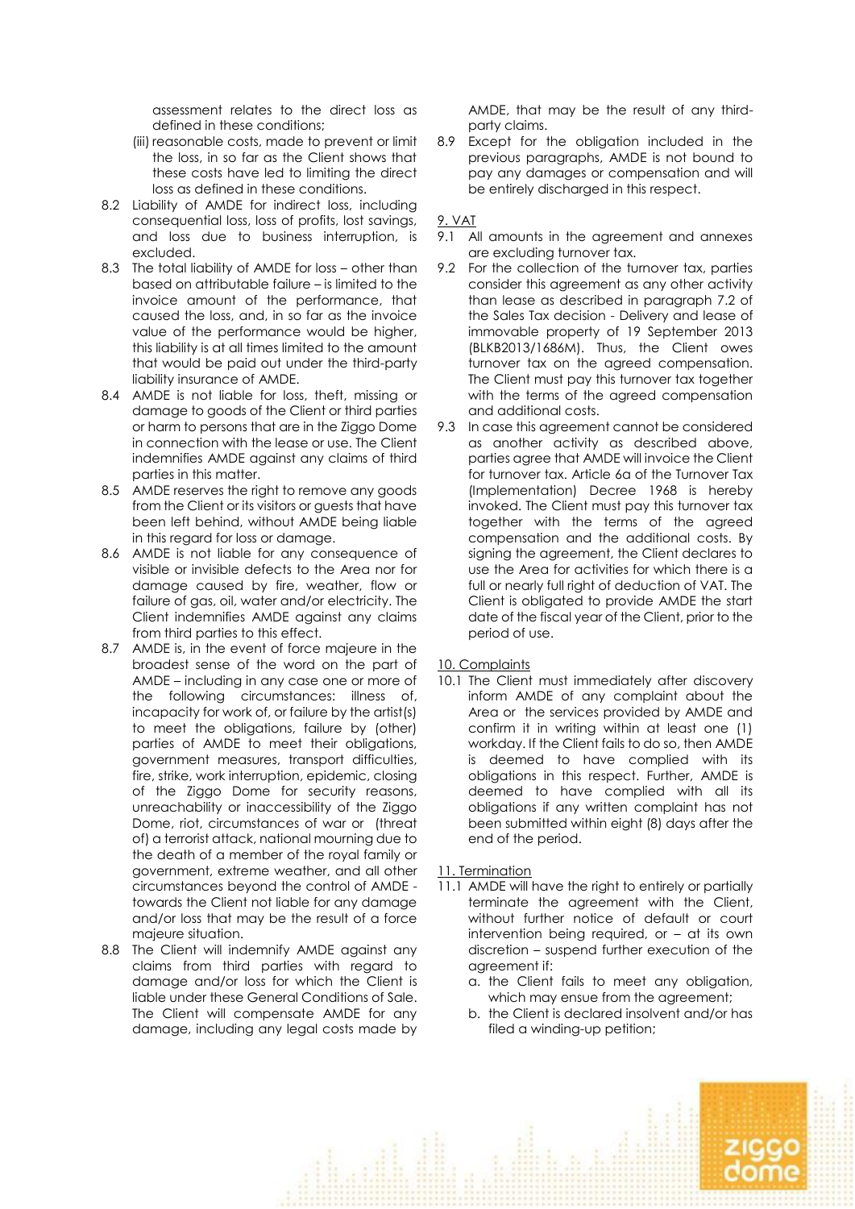assessment relates to the direct loss as defined in these conditions;

(iii) reasonable costs, made to prevent or limit the loss, in so far as the Client shows that these costs have led to limiting the direct loss as defined in these conditions.

8.2 Liability of AMDE for indirect loss, including consequential loss, loss of profits, lost savings, and loss due to business interruption, is excluded.

8.3 The total liability of AMDE for loss – other than based on attributable failure – is limited to the invoice amount of the performance, that caused the loss, and, in so far as the invoice value of the performance would be higher, this liability is at all times limited to the amount that would be paid out under the third-party liability insurance of AMDE.

8.4 AMDE is not liable for loss, theft, missing or damage to goods of the Client or third parties or harm to persons that are in the Ziggo Dome in connection with the lease or use. The Client indemnifies AMDE against any claims of third parties in this matter.

8.5 AMDE reserves the right to remove any goods from the Client or its visitors or guests that have been left behind, without AMDE being liable in this regard for loss or damage.

8.6 AMDE is not liable for any consequence of visible or invisible defects to the Area nor for damage caused by fire, weather, flow or failure of gas, oil, water and/or electricity. The Client indemnifies AMDE against any claims from third parties to this effect.

8.7 AMDE is, in the event of force majeure in the broadest sense of the word on the part of AMDE – including in any case one or more of the following circumstances: illness of, incapacity for work of, or failure by the artist(s) to meet the obligations, failure by (other) parties of AMDE to meet their obligations, government measures, transport difficulties, fire, strike, work interruption, epidemic, closing of the Ziggo Dome for security reasons, unreachability or inaccessibility of the Ziggo Dome, riot, circumstances of war or (threat of) a terrorist attack, national mourning due to the death of a member of the royal family or government, extreme weather, and all other circumstances beyond the control of AMDE - towards the Client not liable for any damage and/or loss that may be the result of a force majeure situation.

8.8 The Client will indemnify AMDE against any claims from third parties with regard to damage and/or loss for which the Client is liable under these General Conditions of Sale. The Client will compensate AMDE for any damage, including any legal costs made by AMDE, that may be the result of any third-party claims.

8.9 Except for the obligation included in the previous paragraphs, AMDE is not bound to pay any damages or compensation and will be entirely discharged in this respect.

9. VAT

9.1 All amounts in the agreement and annexes are excluding turnover tax.

9.2 For the collection of the turnover tax, parties consider this agreement as any other activity than lease as described in paragraph 7.2 of the Sales Tax decision - Delivery and lease of immovable property of 19 September 2013 (BLKB2013/1686M). Thus, the Client owes turnover tax on the agreed compensation. The Client must pay this turnover tax together with the terms of the agreed compensation and additional costs.

9.3 In case this agreement cannot be considered as another activity as described above, parties agree that AMDE will invoice the Client for turnover tax. Article 6a of the Turnover Tax (Implementation) Decree 1968 is hereby invoked. The Client must pay this turnover tax together with the terms of the agreed compensation and the additional costs. By signing the agreement, the Client declares to use the Area for activities for which there is a full or nearly full right of deduction of VAT. The Client is obligated to provide AMDE the start date of the fiscal year of the Client, prior to the period of use.

10. Complaints

10.1 The Client must immediately after discovery inform AMDE of any complaint about the Area or the services provided by AMDE and confirm it in writing within at least one (1) workday. If the Client fails to do so, then AMDE is deemed to have complied with its obligations in this respect. Further, AMDE is deemed to have complied with all its obligations if any written complaint has not been submitted within eight (8) days after the end of the period.

11. Termination

11.1 AMDE will have the right to entirely or partially terminate the agreement with the Client, without further notice of default or court intervention being required, or – at its own discretion – suspend further execution of the agreement if:

a. the Client fails to meet any obligation, which may ensue from the agreement;

b. the Client is declared insolvent and/or has filed a winding-up petition;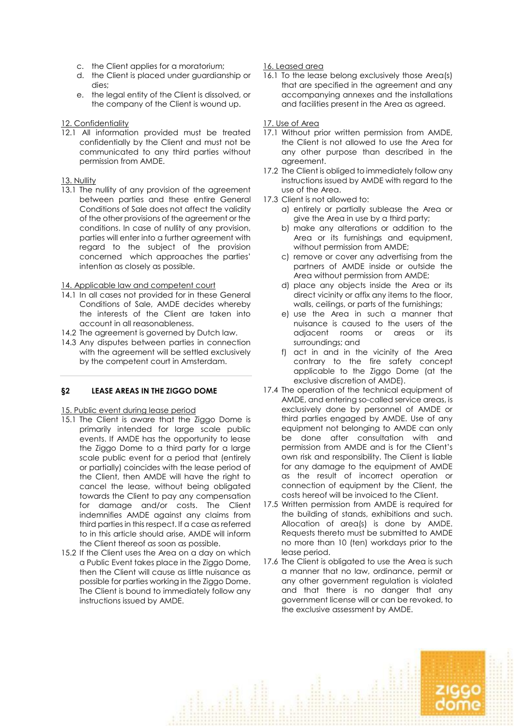c. the Client applies for a moratorium;
d. the Client is placed under guardianship or dies;
e. the legal entity of the Client is dissolved, or the company of the Client is wound up.

12. Confidentiality

12.1 All information provided must be treated confidentially by the Client and must not be communicated to any third parties without permission from AMDE.

13. Nullity

13.1 The nullity of any provision of the agreement between parties and these entire General Conditions of Sale does not affect the validity of the other provisions of the agreement or the conditions. In case of nullity of any provision, parties will enter into a further agreement with regard to the subject of the provision concerned which approaches the parties' intention as closely as possible.

14. Applicable law and competent court

14.1 In all cases not provided for in these General Conditions of Sale, AMDE decides whereby the interests of the Client are taken into account in all reasonableness.

14.2 The agreement is governed by Dutch law.

14.3 Any disputes between parties in connection with the agreement will be settled exclusively by the competent court in Amsterdam.

## §2 LEASE AREAS IN THE ZIGGO DOME

15. Public event during lease period

15.1 The Client is aware that the Ziggo Dome is primarily intended for large scale public events. If AMDE has the opportunity to lease the Ziggo Dome to a third party for a large scale public event for a period that (entirely or partially) coincides with the lease period of the Client, then AMDE will have the right to cancel the lease, without being obligated towards the Client to pay any compensation for damage and/or costs. The Client indemnifies AMDE against any claims from third parties in this respect. If a case as referred to in this article should arise, AMDE will inform the Client thereof as soon as possible.

15.2 If the Client uses the Area on a day on which a Public Event takes place in the Ziggo Dome, then the Client will cause as little nuisance as possible for parties working in the Ziggo Dome. The Client is bound to immediately follow any instructions issued by AMDE.

16. Leased area

16.1 To the lease belong exclusively those Area(s) that are specified in the agreement and any accompanying annexes and the installations and facilities present in the Area as agreed.

17. Use of Area

17.1 Without prior written permission from AMDE, the Client is not allowed to use the Area for any other purpose than described in the agreement.

17.2 The Client is obliged to immediately follow any instructions issued by AMDE with regard to the use of the Area.

17.3 Client is not allowed to:

a) entirely or partially sublease the Area or give the Area in use by a third party;
b) make any alterations or addition to the Area or its furnishings and equipment, without permission from AMDE;
c) remove or cover any advertising from the partners of AMDE inside or outside the Area without permission from AMDE;
d) place any objects inside the Area or its direct vicinity or affix any items to the floor, walls, ceilings, or parts of the furnishings;
e) use the Area in such a manner that nuisance is caused to the users of the adjacent rooms or areas or its surroundings; and
f) act in and in the vicinity of the Area contrary to the fire safety concept applicable to the Ziggo Dome (at the exclusive discretion of AMDE).

17.4 The operation of the technical equipment of AMDE, and entering so-called service areas, is exclusively done by personnel of AMDE or third parties engaged by AMDE. Use of any equipment not belonging to AMDE can only be done after consultation with and permission from AMDE and is for the Client's own risk and responsibility. The Client is liable for any damage to the equipment of AMDE as the result of incorrect operation or connection of equipment by the Client, the costs hereof will be invoiced to the Client.

17.5 Written permission from AMDE is required for the building of stands, exhibitions and such. Allocation of area(s) is done by AMDE. Requests thereto must be submitted to AMDE no more than 10 (ten) workdays prior to the lease period.

17.6 The Client is obligated to use the Area is such a manner that no law, ordinance, permit or any other government regulation is violated and that there is no danger that any government license will or can be revoked, to the exclusive assessment by AMDE.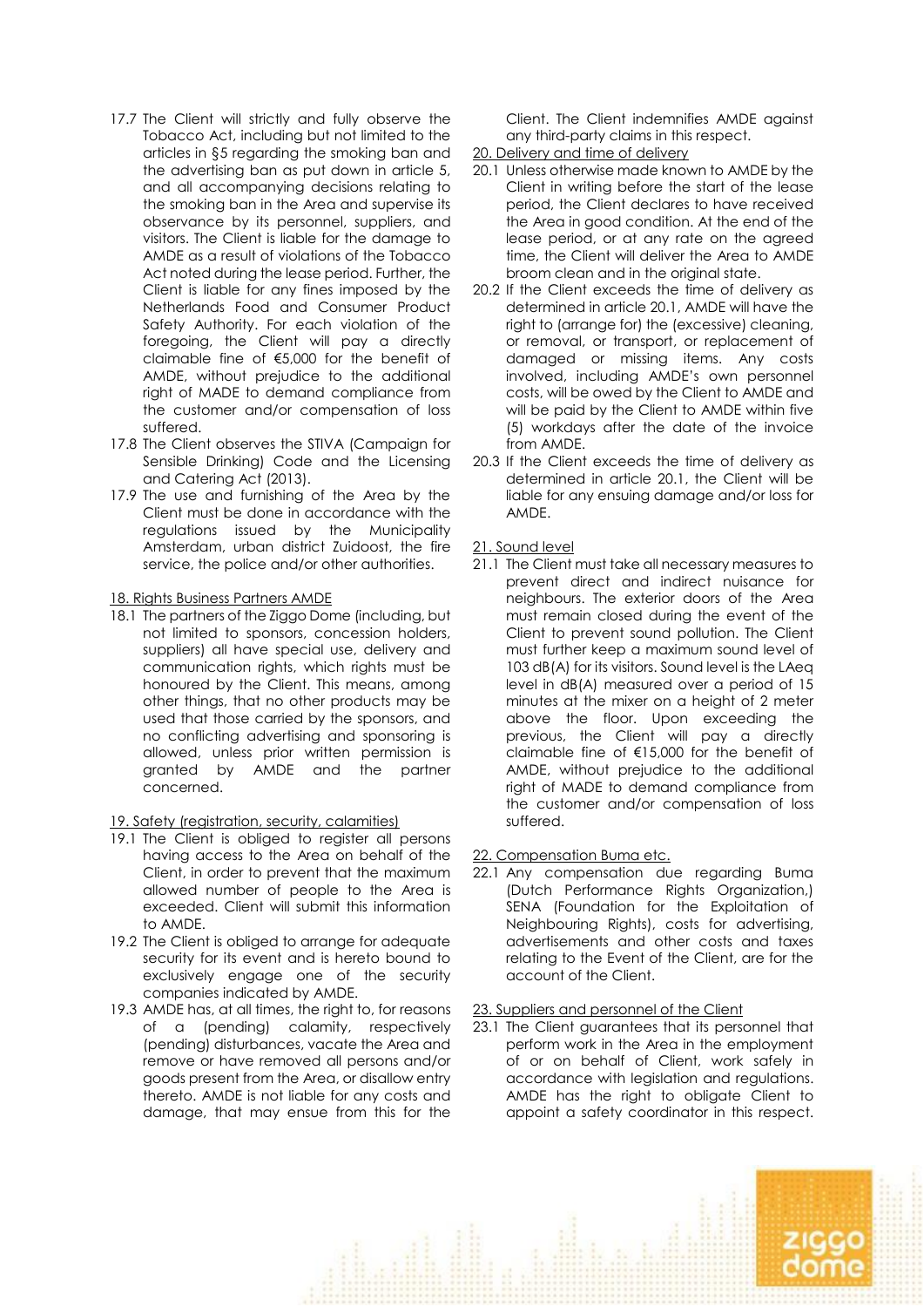17.7 The Client will strictly and fully observe the Tobacco Act, including but not limited to the articles in §5 regarding the smoking ban and the advertising ban as put down in article 5, and all accompanying decisions relating to the smoking ban in the Area and supervise its observance by its personnel, suppliers, and visitors. The Client is liable for the damage to AMDE as a result of violations of the Tobacco Act noted during the lease period. Further, the Client is liable for any fines imposed by the Netherlands Food and Consumer Product Safety Authority. For each violation of the foregoing, the Client will pay a directly claimable fine of €5,000 for the benefit of AMDE, without prejudice to the additional right of MADE to demand compliance from the customer and/or compensation of loss suffered.

17.8 The Client observes the STIVA (Campaign for Sensible Drinking) Code and the Licensing and Catering Act (2013).

17.9 The use and furnishing of the Area by the Client must be done in accordance with the regulations issued by the Municipality Amsterdam, urban district Zuidoost, the fire service, the police and/or other authorities.

18. Rights Business Partners AMDE

18.1 The partners of the Ziggo Dome (including, but not limited to sponsors, concession holders, suppliers) all have special use, delivery and communication rights, which rights must be honoured by the Client. This means, among other things, that no other products may be used that those carried by the sponsors, and no conflicting advertising and sponsoring is allowed, unless prior written permission is granted by AMDE and the partner concerned.

19. Safety (registration, security, calamities)

19.1 The Client is obliged to register all persons having access to the Area on behalf of the Client, in order to prevent that the maximum allowed number of people to the Area is exceeded. Client will submit this information to AMDE.

19.2 The Client is obliged to arrange for adequate security for its event and is hereto bound to exclusively engage one of the security companies indicated by AMDE.

19.3 AMDE has, at all times, the right to, for reasons of a (pending) calamity, respectively (pending) disturbances, vacate the Area and remove or have removed all persons and/or goods present from the Area, or disallow entry thereto. AMDE is not liable for any costs and damage, that may ensue from this for the Client. The Client indemnifies AMDE against any third-party claims in this respect.

20. Delivery and time of delivery

20.1 Unless otherwise made known to AMDE by the Client in writing before the start of the lease period, the Client declares to have received the Area in good condition. At the end of the lease period, or at any rate on the agreed time, the Client will deliver the Area to AMDE broom clean and in the original state.

20.2 If the Client exceeds the time of delivery as determined in article 20.1, AMDE will have the right to (arrange for) the (excessive) cleaning, or removal, or transport, or replacement of damaged or missing items. Any costs involved, including AMDE's own personnel costs, will be owed by the Client to AMDE and will be paid by the Client to AMDE within five (5) workdays after the date of the invoice from AMDE.

20.3 If the Client exceeds the time of delivery as determined in article 20.1, the Client will be liable for any ensuing damage and/or loss for AMDE.

21. Sound level

21.1 The Client must take all necessary measures to prevent direct and indirect nuisance for neighbours. The exterior doors of the Area must remain closed during the event of the Client to prevent sound pollution. The Client must further keep a maximum sound level of 103 dB(A) for its visitors. Sound level is the LAeq level in dB(A) measured over a period of 15 minutes at the mixer on a height of 2 meter above the floor. Upon exceeding the previous, the Client will pay a directly claimable fine of €15,000 for the benefit of AMDE, without prejudice to the additional right of MADE to demand compliance from the customer and/or compensation of loss suffered.

22. Compensation Buma etc.

22.1 Any compensation due regarding Buma (Dutch Performance Rights Organization,) SENA (Foundation for the Exploitation of Neighbouring Rights), costs for advertising, advertisements and other costs and taxes relating to the Event of the Client, are for the account of the Client.

23. Suppliers and personnel of the Client

23.1 The Client guarantees that its personnel that perform work in the Area in the employment of or on behalf of Client, work safely in accordance with legislation and regulations. AMDE has the right to obligate Client to appoint a safety coordinator in this respect.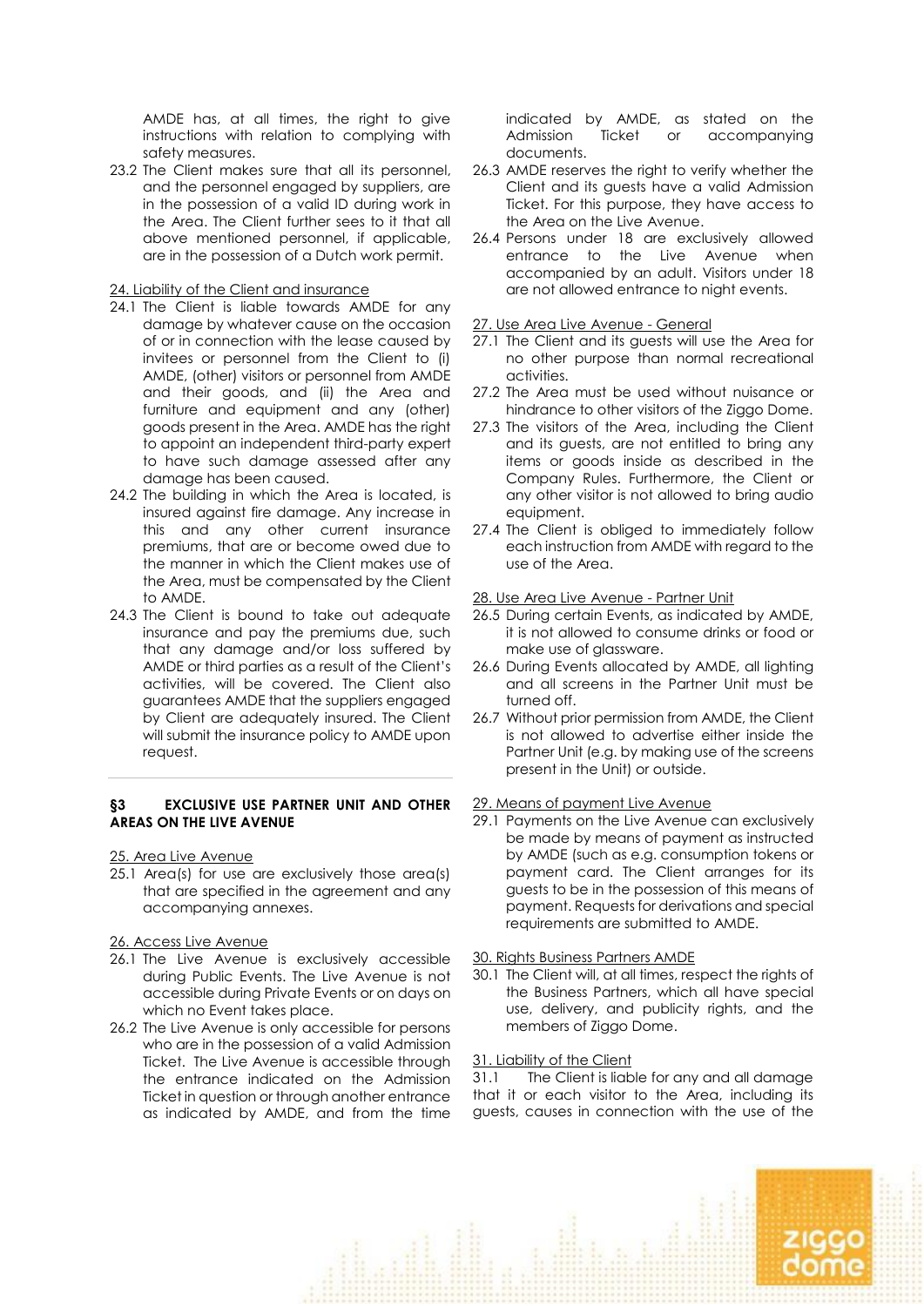AMDE has, at all times, the right to give instructions with relation to complying with safety measures.

23.2 The Client makes sure that all its personnel, and the personnel engaged by suppliers, are in the possession of a valid ID during work in the Area. The Client further sees to it that all above mentioned personnel, if applicable, are in the possession of a Dutch work permit.

24. Liability of the Client and insurance

24.1 The Client is liable towards AMDE for any damage by whatever cause on the occasion of or in connection with the lease caused by invitees or personnel from the Client to (i) AMDE, (other) visitors or personnel from AMDE and their goods, and (ii) the Area and furniture and equipment and any (other) goods present in the Area. AMDE has the right to appoint an independent third-party expert to have such damage assessed after any damage has been caused.

24.2 The building in which the Area is located, is insured against fire damage. Any increase in this and any other current insurance premiums, that are or become owed due to the manner in which the Client makes use of the Area, must be compensated by the Client to AMDE.

24.3 The Client is bound to take out adequate insurance and pay the premiums due, such that any damage and/or loss suffered by AMDE or third parties as a result of the Client's activities, will be covered. The Client also guarantees AMDE that the suppliers engaged by Client are adequately insured. The Client will submit the insurance policy to AMDE upon request.

## §3 EXCLUSIVE USE PARTNER UNIT AND OTHER AREAS ON THE LIVE AVENUE

25. Area Live Avenue

25.1 Area(s) for use are exclusively those area(s) that are specified in the agreement and any accompanying annexes.

26. Access Live Avenue

26.1 The Live Avenue is exclusively accessible during Public Events. The Live Avenue is not accessible during Private Events or on days on which no Event takes place.

26.2 The Live Avenue is only accessible for persons who are in the possession of a valid Admission Ticket. The Live Avenue is accessible through the entrance indicated on the Admission Ticket in question or through another entrance as indicated by AMDE, and from the time indicated by AMDE, as stated on the Admission Ticket or accompanying documents.

26.3 AMDE reserves the right to verify whether the Client and its guests have a valid Admission Ticket. For this purpose, they have access to the Area on the Live Avenue.

26.4 Persons under 18 are exclusively allowed entrance to the Live Avenue when accompanied by an adult. Visitors under 18 are not allowed entrance to night events.

27. Use Area Live Avenue - General

27.1 The Client and its guests will use the Area for no other purpose than normal recreational activities.

27.2 The Area must be used without nuisance or hindrance to other visitors of the Ziggo Dome.

27.3 The visitors of the Area, including the Client and its guests, are not entitled to bring any items or goods inside as described in the Company Rules. Furthermore, the Client or any other visitor is not allowed to bring audio equipment.

27.4 The Client is obliged to immediately follow each instruction from AMDE with regard to the use of the Area.

28. Use Area Live Avenue - Partner Unit

26.5 During certain Events, as indicated by AMDE, it is not allowed to consume drinks or food or make use of glassware.

26.6 During Events allocated by AMDE, all lighting and all screens in the Partner Unit must be turned off.

26.7 Without prior permission from AMDE, the Client is not allowed to advertise either inside the Partner Unit (e.g. by making use of the screens present in the Unit) or outside.

29. Means of payment Live Avenue

29.1 Payments on the Live Avenue can exclusively be made by means of payment as instructed by AMDE (such as e.g. consumption tokens or payment card. The Client arranges for its guests to be in the possession of this means of payment. Requests for derivations and special requirements are submitted to AMDE.

30. Rights Business Partners AMDE

30.1 The Client will, at all times, respect the rights of the Business Partners, which all have special use, delivery, and publicity rights, and the members of Ziggo Dome.

31. Liability of the Client

31.1 The Client is liable for any and all damage that it or each visitor to the Area, including its guests, causes in connection with the use of the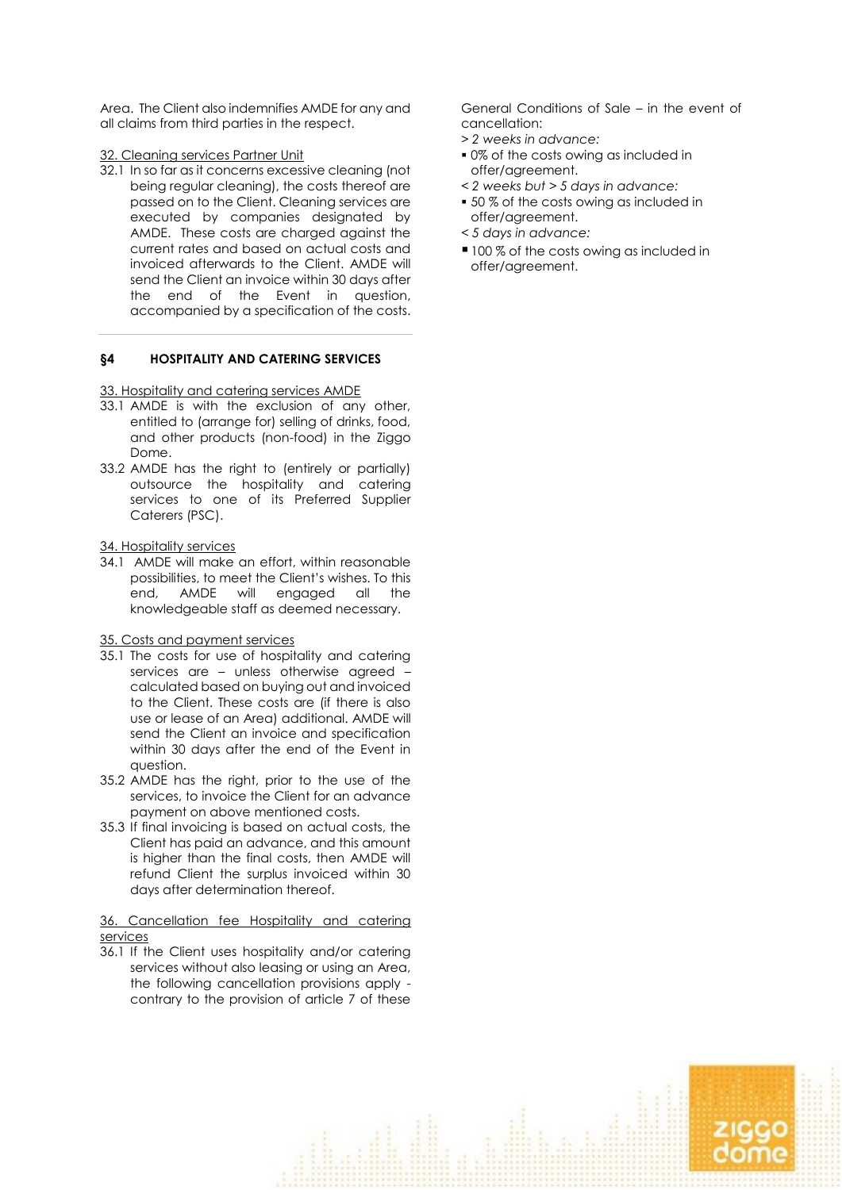Area. The Client also indemnifies AMDE for any and all claims from third parties in the respect.

32. Cleaning services Partner Unit

32.1 In so far as it concerns excessive cleaning (not being regular cleaning), the costs thereof are passed on to the Client. Cleaning services are executed by companies designated by AMDE. These costs are charged against the current rates and based on actual costs and invoiced afterwards to the Client. AMDE will send the Client an invoice within 30 days after the end of the Event in question, accompanied by a specification of the costs.

## §4 HOSPITALITY AND CATERING SERVICES

33. Hospitality and catering services AMDE

33.1 AMDE is with the exclusion of any other, entitled to (arrange for) selling of drinks, food, and other products (non-food) in the Ziggo Dome.

33.2 AMDE has the right to (entirely or partially) outsource the hospitality and catering services to one of its Preferred Supplier Caterers (PSC).

34. Hospitality services

34.1 AMDE will make an effort, within reasonable possibilities, to meet the Client's wishes. To this end, AMDE will engaged all the knowledgeable staff as deemed necessary.

35. Costs and payment services

35.1 The costs for use of hospitality and catering services are – unless otherwise agreed – calculated based on buying out and invoiced to the Client. These costs are (if there is also use or lease of an Area) additional. AMDE will send the Client an invoice and specification within 30 days after the end of the Event in question.

35.2 AMDE has the right, prior to the use of the services, to invoice the Client for an advance payment on above mentioned costs.

35.3 If final invoicing is based on actual costs, the Client has paid an advance, and this amount is higher than the final costs, then AMDE will refund Client the surplus invoiced within 30 days after determination thereof.

36. Cancellation fee Hospitality and catering services

36.1 If the Client uses hospitality and/or catering services without also leasing or using an Area, the following cancellation provisions apply - contrary to the provision of article 7 of these General Conditions of Sale – in the event of cancellation:

*> 2 weeks in advance:*
- 0% of the costs owing as included in offer/agreement.

*< 2 weeks but > 5 days in advance:*
- 50 % of the costs owing as included in offer/agreement.

*< 5 days in advance:*
- 100 % of the costs owing as included in offer/agreement.